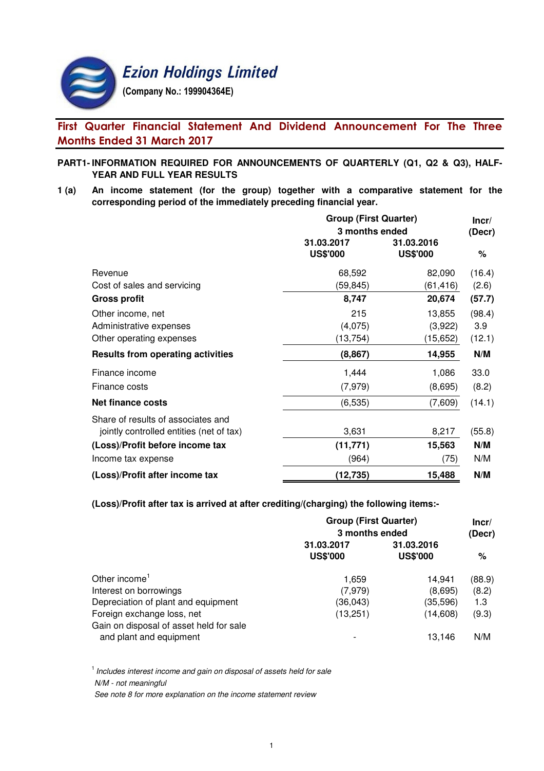# Ezion Holdings Limited

**(Company No.: 199904364E)**

## First Quarter Financial Statement And Dividend Announcement For The Three Months Ended 31 March 2017

**PART1- INFORMATION REQUIRED FOR ANNOUNCEMENTS OF QUARTERLY (Q1, Q2 & Q3), HALF-YEAR AND FULL YEAR RESULTS**

**1 (a) An income statement (for the group) together with a comparative statement for the corresponding period of the immediately preceding financial year.**

| | Group (First Quarter) 3 months ended | | Incr/ (Decr) |
|---|---|---|---|
| | 31.03.2017 US$'000 | 31.03.2016 US$'000 | % |
| Revenue | 68,592 | 82,090 | (16.4) |
| Cost of sales and servicing | (59,845) | (61,416) | (2.6) |
| **Gross profit** | **8,747** | **20,674** | **(57.7)** |
| Other income, net | 215 | 13,855 | (98.4) |
| Administrative expenses | (4,075) | (3,922) | 3.9 |
| Other operating expenses | (13,754) | (15,652) | (12.1) |
| **Results from operating activities** | **(8,867)** | **14,955** | **N/M** |
| Finance income | 1,444 | 1,086 | 33.0 |
| Finance costs | (7,979) | (8,695) | (8.2) |
| **Net finance costs** | (6,535) | (7,609) | (14.1) |
| Share of results of associates and jointly controlled entities (net of tax) | 3,631 | 8,217 | (55.8) |
| **(Loss)/Profit before income tax** | **(11,771)** | **15,563** | **N/M** |
| Income tax expense | (964) | (75) | N/M |
| **(Loss)/Profit after income tax** | **(12,735)** | **15,488** | **N/M** |

**(Loss)/Profit after tax is arrived at after crediting/(charging) the following items:-**

| | Group (First Quarter) 3 months ended | | Incr/ (Decr) |
|---|---|---|---|
| | 31.03.2017 US$'000 | 31.03.2016 US$'000 | % |
| Other income[1] | 1,659 | 14,941 | (88.9) |
| Interest on borrowings | (7,979) | (8,695) | (8.2) |
| Depreciation of plant and equipment | (36,043) | (35,596) | 1.3 |
| Foreign exchange loss, net | (13,251) | (14,608) | (9.3) |
| Gain on disposal of asset held for sale and plant and equipment | - | 13,146 | N/M |

[1] *Includes interest income and gain on disposal of assets held for sale*

*N/M - not meaningful*

*See note 8 for more explanation on the income statement review*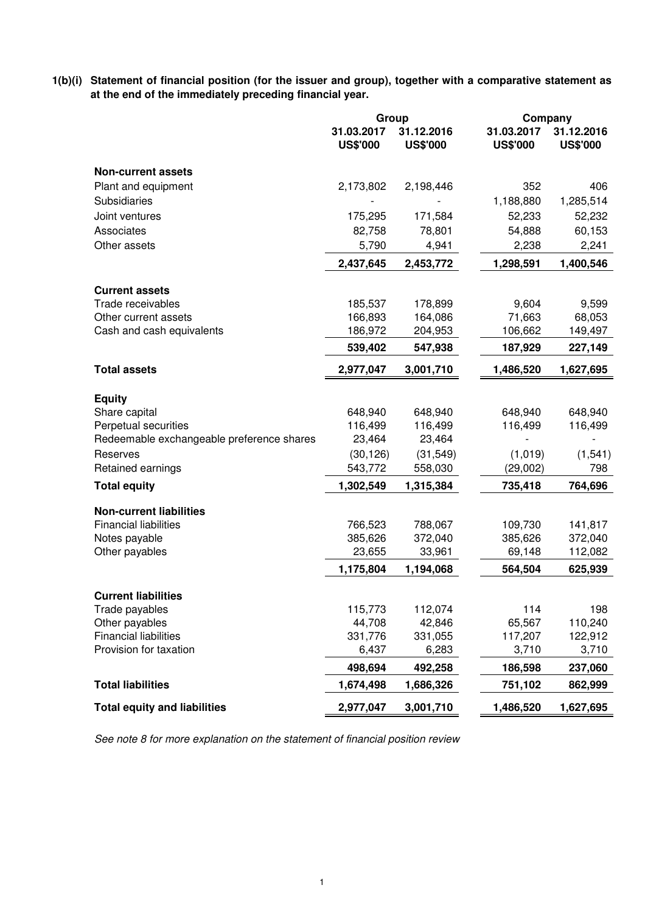**1(b)(i) Statement of financial position (for the issuer and group), together with a comparative statement as at the end of the immediately preceding financial year.**

| | Group | | Company | |
|---|---|---|---|---|
| | 31.03.2017 US$'000 | 31.12.2016 US$'000 | 31.03.2017 US$'000 | 31.12.2016 US$'000 |
| **Non-current assets** | | | | |
| Plant and equipment | 2,173,802 | 2,198,446 | 352 | 406 |
| Subsidiaries | - | - | 1,188,880 | 1,285,514 |
| Joint ventures | 175,295 | 171,584 | 52,233 | 52,232 |
| Associates | 82,758 | 78,801 | 54,888 | 60,153 |
| Other assets | 5,790 | 4,941 | 2,238 | 2,241 |
| | **2,437,645** | **2,453,772** | **1,298,591** | **1,400,546** |
| **Current assets** | | | | |
| Trade receivables | 185,537 | 178,899 | 9,604 | 9,599 |
| Other current assets | 166,893 | 164,086 | 71,663 | 68,053 |
| Cash and cash equivalents | 186,972 | 204,953 | 106,662 | 149,497 |
| | **539,402** | **547,938** | **187,929** | **227,149** |
| **Total assets** | **2,977,047** | **3,001,710** | **1,486,520** | **1,627,695** |
| **Equity** | | | | |
| Share capital | 648,940 | 648,940 | 648,940 | 648,940 |
| Perpetual securities | 116,499 | 116,499 | 116,499 | 116,499 |
| Redeemable exchangeable preference shares | 23,464 | 23,464 | - | - |
| Reserves | (30,126) | (31,549) | (1,019) | (1,541) |
| Retained earnings | 543,772 | 558,030 | (29,002) | 798 |
| **Total equity** | **1,302,549** | **1,315,384** | **735,418** | **764,696** |
| **Non-current liabilities** | | | | |
| Financial liabilities | 766,523 | 788,067 | 109,730 | 141,817 |
| Notes payable | 385,626 | 372,040 | 385,626 | 372,040 |
| Other payables | 23,655 | 33,961 | 69,148 | 112,082 |
| | **1,175,804** | **1,194,068** | **564,504** | **625,939** |
| **Current liabilities** | | | | |
| Trade payables | 115,773 | 112,074 | 114 | 198 |
| Other payables | 44,708 | 42,846 | 65,567 | 110,240 |
| Financial liabilities | 331,776 | 331,055 | 117,207 | 122,912 |
| Provision for taxation | 6,437 | 6,283 | 3,710 | 3,710 |
| | **498,694** | **492,258** | **186,598** | **237,060** |
| **Total liabilities** | **1,674,498** | **1,686,326** | **751,102** | **862,999** |
| **Total equity and liabilities** | **2,977,047** | **3,001,710** | **1,486,520** | **1,627,695** |

*See note 8 for more explanation on the statement of financial position review*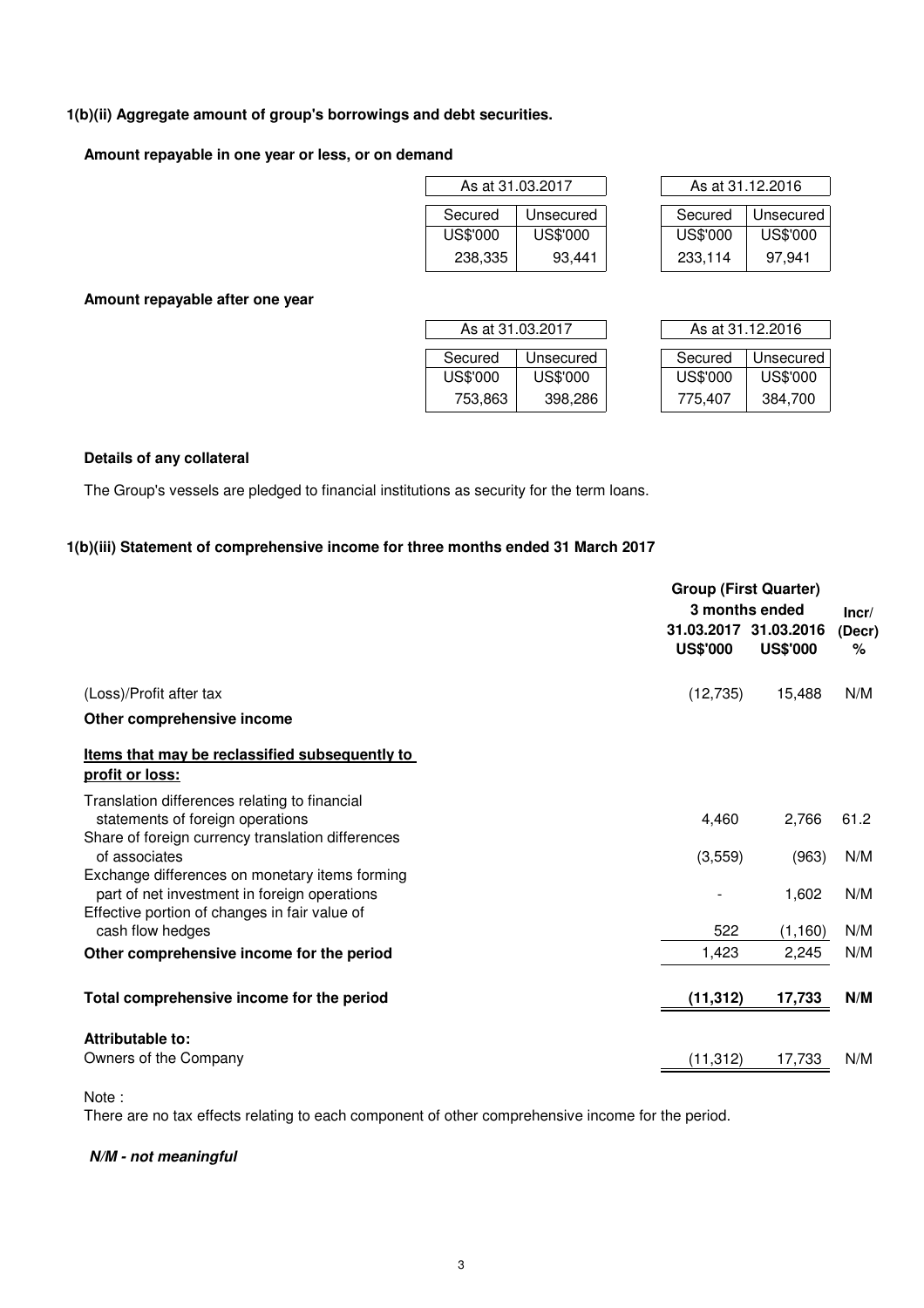### 1(b)(ii) Aggregate amount of group's borrowings and debt securities.

**Amount repayable in one year or less, or on demand**

| As at 31.03.2017 | | As at 31.12.2016 | |
|---|---|---|---|
| Secured | Unsecured | Secured | Unsecured |
| US$'000 | US$'000 | US$'000 | US$'000 |
| 238,335 | 93,441 | 233,114 | 97,941 |

**Amount repayable after one year**

| As at 31.03.2017 | | As at 31.12.2016 | |
|---|---|---|---|
| Secured | Unsecured | Secured | Unsecured |
| US$'000 | US$'000 | US$'000 | US$'000 |
| 753,863 | 398,286 | 775,407 | 384,700 |

**Details of any collateral**

The Group's vessels are pledged to financial institutions as security for the term loans.

### 1(b)(iii) Statement of comprehensive income for three months ended 31 March 2017

| | Group (First Quarter) 3 months ended | | Incr/ (Decr) |
|---|---|---|---|
| | 31.03.2017 US$'000 | 31.03.2016 US$'000 | % |
| (Loss)/Profit after tax | (12,735) | 15,488 | N/M |
| **Other comprehensive income** | | | |
| **Items that may be reclassified subsequently to profit or loss:** | | | |
| Translation differences relating to financial statements of foreign operations | 4,460 | 2,766 | 61.2 |
| Share of foreign currency translation differences of associates | (3,559) | (963) | N/M |
| Exchange differences on monetary items forming part of net investment in foreign operations | - | 1,602 | N/M |
| Effective portion of changes in fair value of cash flow hedges | 522 | (1,160) | N/M |
| **Other comprehensive income for the period** | 1,423 | 2,245 | N/M |
| **Total comprehensive income for the period** | **(11,312)** | **17,733** | **N/M** |
| **Attributable to:** | | | |
| Owners of the Company | (11,312) | 17,733 | N/M |

Note :
There are no tax effects relating to each component of other comprehensive income for the period.

***N/M - not meaningful***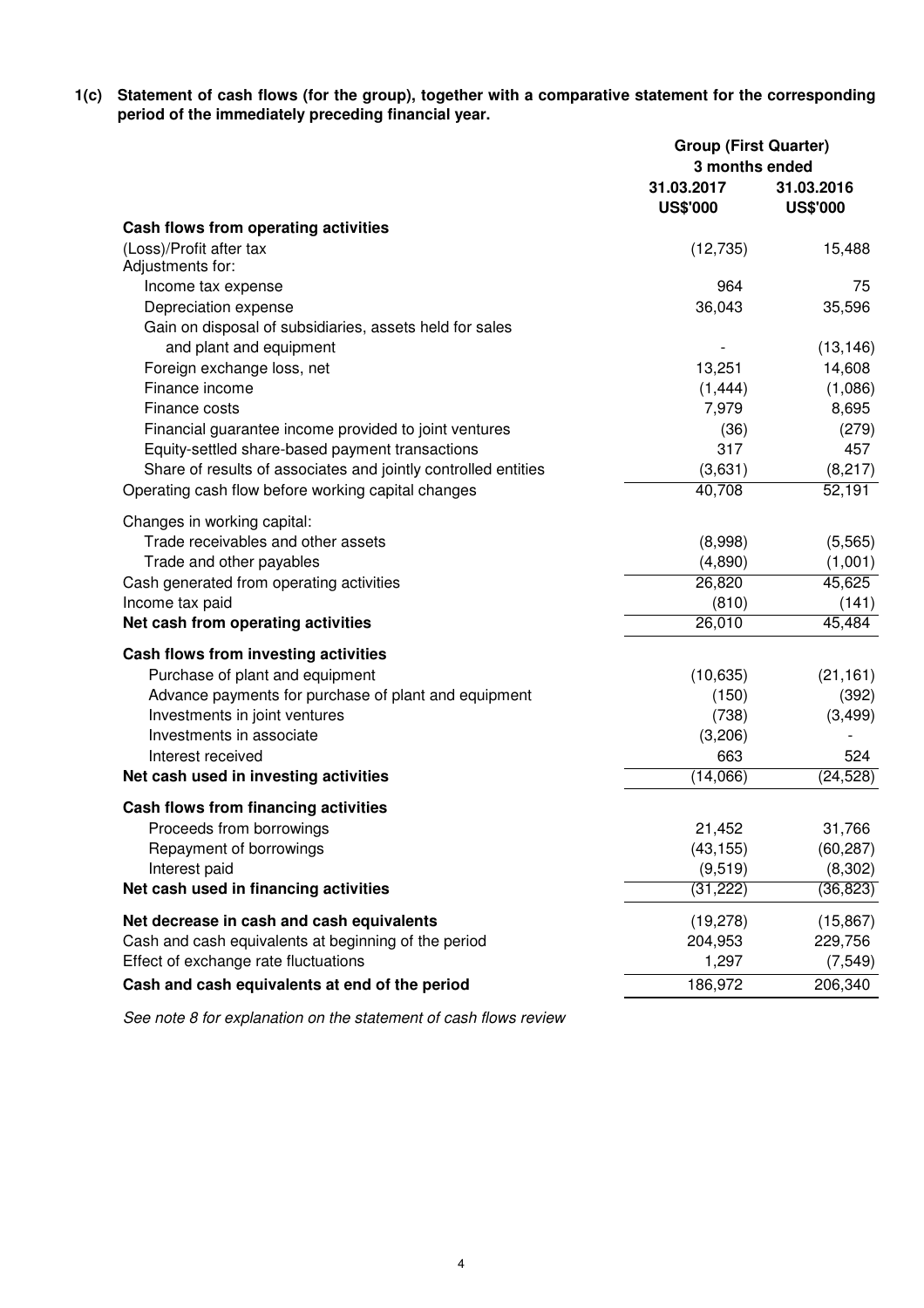**1(c) Statement of cash flows (for the group), together with a comparative statement for the corresponding period of the immediately preceding financial year.**

| | Group (First Quarter) | |
|---|---|---|
| | 3 months ended | |
| | 31.03.2017 | 31.03.2016 |
| | US$'000 | US$'000 |
| **Cash flows from operating activities** | | |
| (Loss)/Profit after tax | (12,735) | 15,488 |
| Adjustments for: | | |
| Income tax expense | 964 | 75 |
| Depreciation expense | 36,043 | 35,596 |
| Gain on disposal of subsidiaries, assets held for sales and plant and equipment | - | (13,146) |
| Foreign exchange loss, net | 13,251 | 14,608 |
| Finance income | (1,444) | (1,086) |
| Finance costs | 7,979 | 8,695 |
| Financial guarantee income provided to joint ventures | (36) | (279) |
| Equity-settled share-based payment transactions | 317 | 457 |
| Share of results of associates and jointly controlled entities | (3,631) | (8,217) |
| Operating cash flow before working capital changes | 40,708 | 52,191 |
| Changes in working capital: | | |
| Trade receivables and other assets | (8,998) | (5,565) |
| Trade and other payables | (4,890) | (1,001) |
| Cash generated from operating activities | 26,820 | 45,625 |
| Income tax paid | (810) | (141) |
| **Net cash from operating activities** | 26,010 | 45,484 |
| **Cash flows from investing activities** | | |
| Purchase of plant and equipment | (10,635) | (21,161) |
| Advance payments for purchase of plant and equipment | (150) | (392) |
| Investments in joint ventures | (738) | (3,499) |
| Investments in associate | (3,206) | - |
| Interest received | 663 | 524 |
| **Net cash used in investing activities** | (14,066) | (24,528) |
| **Cash flows from financing activities** | | |
| Proceeds from borrowings | 21,452 | 31,766 |
| Repayment of borrowings | (43,155) | (60,287) |
| Interest paid | (9,519) | (8,302) |
| **Net cash used in financing activities** | (31,222) | (36,823) |
| **Net decrease in cash and cash equivalents** | (19,278) | (15,867) |
| Cash and cash equivalents at beginning of the period | 204,953 | 229,756 |
| Effect of exchange rate fluctuations | 1,297 | (7,549) |
| **Cash and cash equivalents at end of the period** | 186,972 | 206,340 |

*See note 8 for explanation on the statement of cash flows review*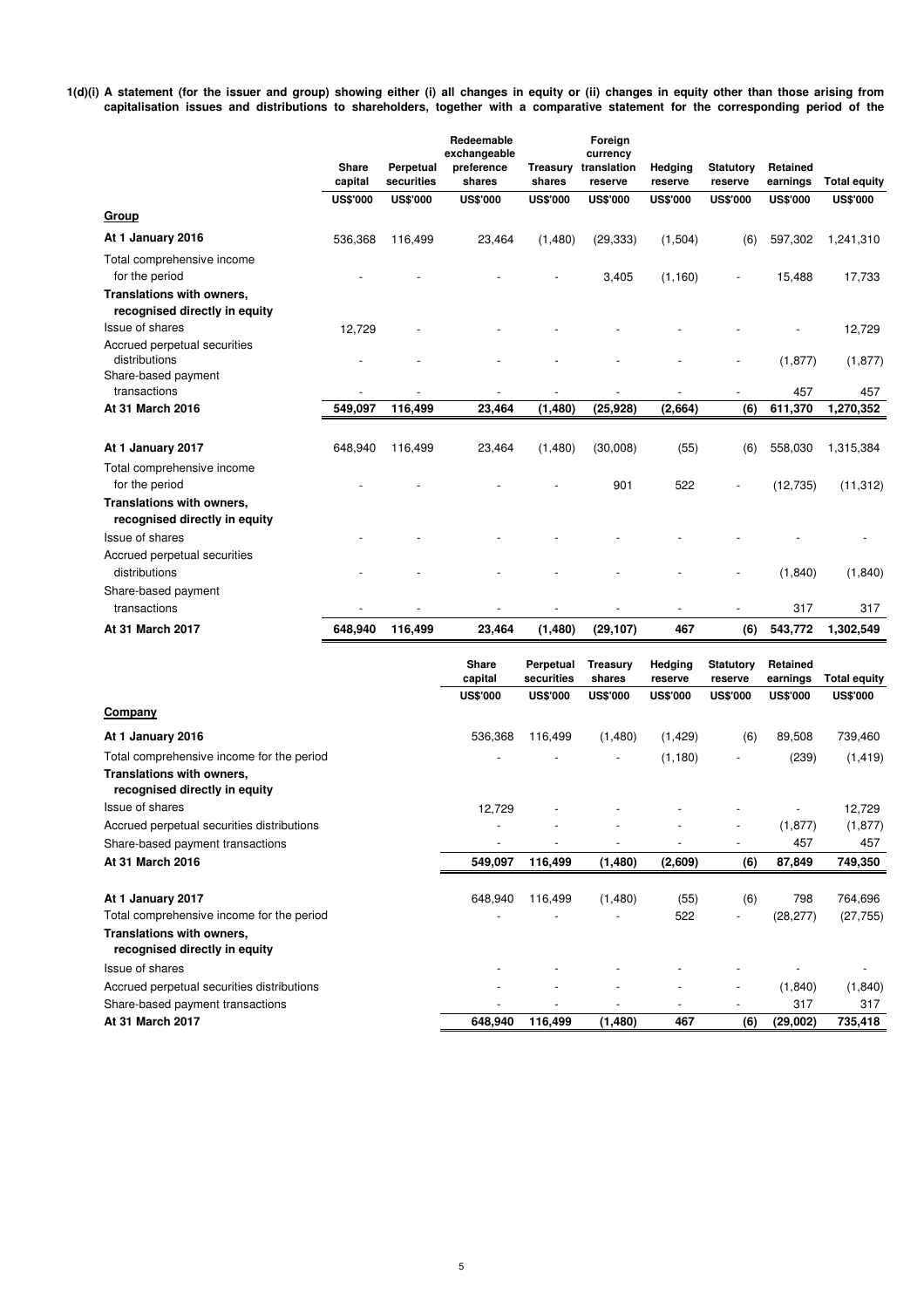**1(d)(i) A statement (for the issuer and group) showing either (i) all changes in equity or (ii) changes in equity other than those arising from capitalisation issues and distributions to shareholders, together with a comparative statement for the corresponding period of the**

| | Share capital | Perpetual securities | Redeemable exchangeable preference shares | Treasury shares | Foreign currency translation reserve | Hedging reserve | Statutory reserve | Retained earnings | Total equity |
|---|---|---|---|---|---|---|---|---|---|
| | US$'000 | US$'000 | US$'000 | US$'000 | US$'000 | US$'000 | US$'000 | US$'000 | US$'000 |
| **Group** | | | | | | | | | |
| **At 1 January 2016** | 536,368 | 116,499 | 23,464 | (1,480) | (29,333) | (1,504) | (6) | 597,302 | 1,241,310 |
| Total comprehensive income for the period | - | - | - | - | 3,405 | (1,160) | - | 15,488 | 17,733 |
| **Translations with owners, recognised directly in equity** | | | | | | | | | |
| Issue of shares | 12,729 | - | - | - | - | - | - | - | 12,729 |
| Accrued perpetual securities distributions | - | - | - | - | - | - | - | (1,877) | (1,877) |
| Share-based payment transactions | - | - | - | - | - | - | - | 457 | 457 |
| **At 31 March 2016** | **549,097** | **116,499** | **23,464** | **(1,480)** | **(25,928)** | **(2,664)** | **(6)** | **611,370** | **1,270,352** |
| | | | | | | | | | |
| **At 1 January 2017** | 648,940 | 116,499 | 23,464 | (1,480) | (30,008) | (55) | (6) | 558,030 | 1,315,384 |
| Total comprehensive income for the period | - | - | - | - | 901 | 522 | - | (12,735) | (11,312) |
| **Translations with owners, recognised directly in equity** | | | | | | | | | |
| Issue of shares | - | - | - | - | - | - | - | - | - |
| Accrued perpetual securities distributions | - | - | - | - | - | - | - | (1,840) | (1,840) |
| Share-based payment transactions | - | - | - | - | - | - | - | 317 | 317 |
| **At 31 March 2017** | **648,940** | **116,499** | **23,464** | **(1,480)** | **(29,107)** | **467** | **(6)** | **543,772** | **1,302,549** |

| | Share capital | Perpetual securities | Treasury shares | Hedging reserve | Statutory reserve | Retained earnings | Total equity |
|---|---|---|---|---|---|---|---|
| | US$'000 | US$'000 | US$'000 | US$'000 | US$'000 | US$'000 | US$'000 |
| **Company** | | | | | | | |
| **At 1 January 2016** | 536,368 | 116,499 | (1,480) | (1,429) | (6) | 89,508 | 739,460 |
| Total comprehensive income for the period | - | - | - | (1,180) | - | (239) | (1,419) |
| **Translations with owners, recognised directly in equity** | | | | | | | |
| Issue of shares | 12,729 | - | - | - | - | - | 12,729 |
| Accrued perpetual securities distributions | - | - | - | - | - | (1,877) | (1,877) |
| Share-based payment transactions | - | - | - | - | - | 457 | 457 |
| **At 31 March 2016** | **549,097** | **116,499** | **(1,480)** | **(2,609)** | **(6)** | **87,849** | **749,350** |
| | | | | | | | |
| **At 1 January 2017** | 648,940 | 116,499 | (1,480) | (55) | (6) | 798 | 764,696 |
| Total comprehensive income for the period | - | - | - | 522 | - | (28,277) | (27,755) |
| **Translations with owners, recognised directly in equity** | | | | | | | |
| Issue of shares | - | - | - | - | - | - | - |
| Accrued perpetual securities distributions | - | - | - | - | - | (1,840) | (1,840) |
| Share-based payment transactions | - | - | - | - | - | 317 | 317 |
| **At 31 March 2017** | **648,940** | **116,499** | **(1,480)** | **467** | **(6)** | **(29,002)** | **735,418** |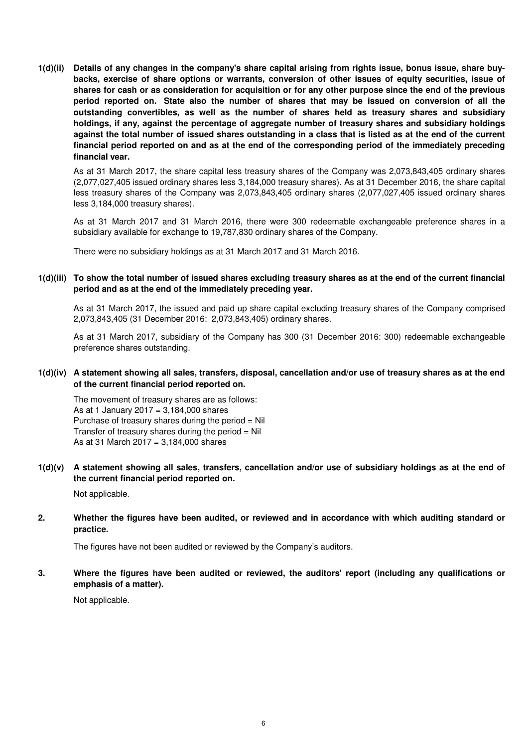**1(d)(ii) Details of any changes in the company's share capital arising from rights issue, bonus issue, share buy-backs, exercise of share options or warrants, conversion of other issues of equity securities, issue of shares for cash or as consideration for acquisition or for any other purpose since the end of the previous period reported on. State also the number of shares that may be issued on conversion of all the outstanding convertibles, as well as the number of shares held as treasury shares and subsidiary holdings, if any, against the percentage of aggregate number of treasury shares and subsidiary holdings against the total number of issued shares outstanding in a class that is listed as at the end of the current financial period reported on and as at the end of the corresponding period of the immediately preceding financial year.**

As at 31 March 2017, the share capital less treasury shares of the Company was 2,073,843,405 ordinary shares (2,077,027,405 issued ordinary shares less 3,184,000 treasury shares). As at 31 December 2016, the share capital less treasury shares of the Company was 2,073,843,405 ordinary shares (2,077,027,405 issued ordinary shares less 3,184,000 treasury shares).

As at 31 March 2017 and 31 March 2016, there were 300 redeemable exchangeable preference shares in a subsidiary available for exchange to 19,787,830 ordinary shares of the Company.

There were no subsidiary holdings as at 31 March 2017 and 31 March 2016.

**1(d)(iii) To show the total number of issued shares excluding treasury shares as at the end of the current financial period and as at the end of the immediately preceding year.**

As at 31 March 2017, the issued and paid up share capital excluding treasury shares of the Company comprised 2,073,843,405 (31 December 2016: 2,073,843,405) ordinary shares.

As at 31 March 2017, subsidiary of the Company has 300 (31 December 2016: 300) redeemable exchangeable preference shares outstanding.

**1(d)(iv) A statement showing all sales, transfers, disposal, cancellation and/or use of treasury shares as at the end of the current financial period reported on.**

The movement of treasury shares are as follows:
As at 1 January 2017 = 3,184,000 shares
Purchase of treasury shares during the period = Nil
Transfer of treasury shares during the period = Nil
As at 31 March 2017 = 3,184,000 shares

**1(d)(v) A statement showing all sales, transfers, cancellation and/or use of subsidiary holdings as at the end of the current financial period reported on.**

Not applicable.

**2. Whether the figures have been audited, or reviewed and in accordance with which auditing standard or practice.**

The figures have not been audited or reviewed by the Company's auditors.

**3. Where the figures have been audited or reviewed, the auditors' report (including any qualifications or emphasis of a matter).**

Not applicable.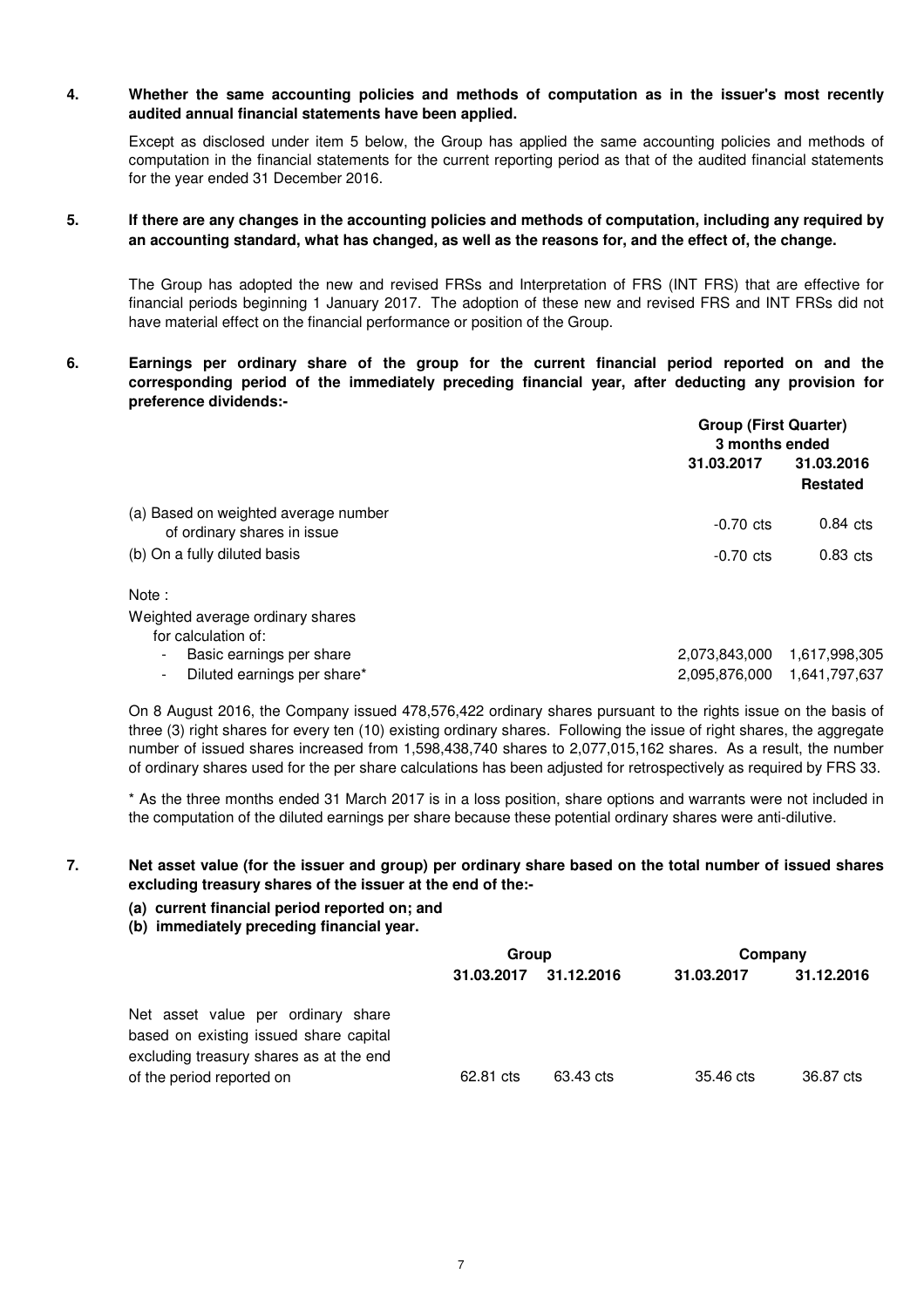**4. Whether the same accounting policies and methods of computation as in the issuer's most recently audited annual financial statements have been applied.**

Except as disclosed under item 5 below, the Group has applied the same accounting policies and methods of computation in the financial statements for the current reporting period as that of the audited financial statements for the year ended 31 December 2016.

**5. If there are any changes in the accounting policies and methods of computation, including any required by an accounting standard, what has changed, as well as the reasons for, and the effect of, the change.**

The Group has adopted the new and revised FRSs and Interpretation of FRS (INT FRS) that are effective for financial periods beginning 1 January 2017. The adoption of these new and revised FRS and INT FRSs did not have material effect on the financial performance or position of the Group.

**6. Earnings per ordinary share of the group for the current financial period reported on and the corresponding period of the immediately preceding financial year, after deducting any provision for preference dividends:-**

| | Group (First Quarter) 3 months ended | |
|---|---|---|
| | 31.03.2017 | 31.03.2016 Restated |
| (a) Based on weighted average number of ordinary shares in issue | -0.70 cts | 0.84 cts |
| (b) On a fully diluted basis | -0.70 cts | 0.83 cts |
| Note : | | |
| Weighted average ordinary shares for calculation of: | | |
| - Basic earnings per share | 2,073,843,000 | 1,617,998,305 |
| - Diluted earnings per share* | 2,095,876,000 | 1,641,797,637 |

On 8 August 2016, the Company issued 478,576,422 ordinary shares pursuant to the rights issue on the basis of three (3) right shares for every ten (10) existing ordinary shares. Following the issue of right shares, the aggregate number of issued shares increased from 1,598,438,740 shares to 2,077,015,162 shares. As a result, the number of ordinary shares used for the per share calculations has been adjusted for retrospectively as required by FRS 33.

* As the three months ended 31 March 2017 is in a loss position, share options and warrants were not included in the computation of the diluted earnings per share because these potential ordinary shares were anti-dilutive.

**7. Net asset value (for the issuer and group) per ordinary share based on the total number of issued shares excluding treasury shares of the issuer at the end of the:-**

**(a) current financial period reported on; and**

**(b) immediately preceding financial year.**

| | Group | | Company | |
|---|---|---|---|---|
| | 31.03.2017 | 31.12.2016 | 31.03.2017 | 31.12.2016 |
| Net asset value per ordinary share based on existing issued share capital excluding treasury shares as at the end of the period reported on | 62.81 cts | 63.43 cts | 35.46 cts | 36.87 cts |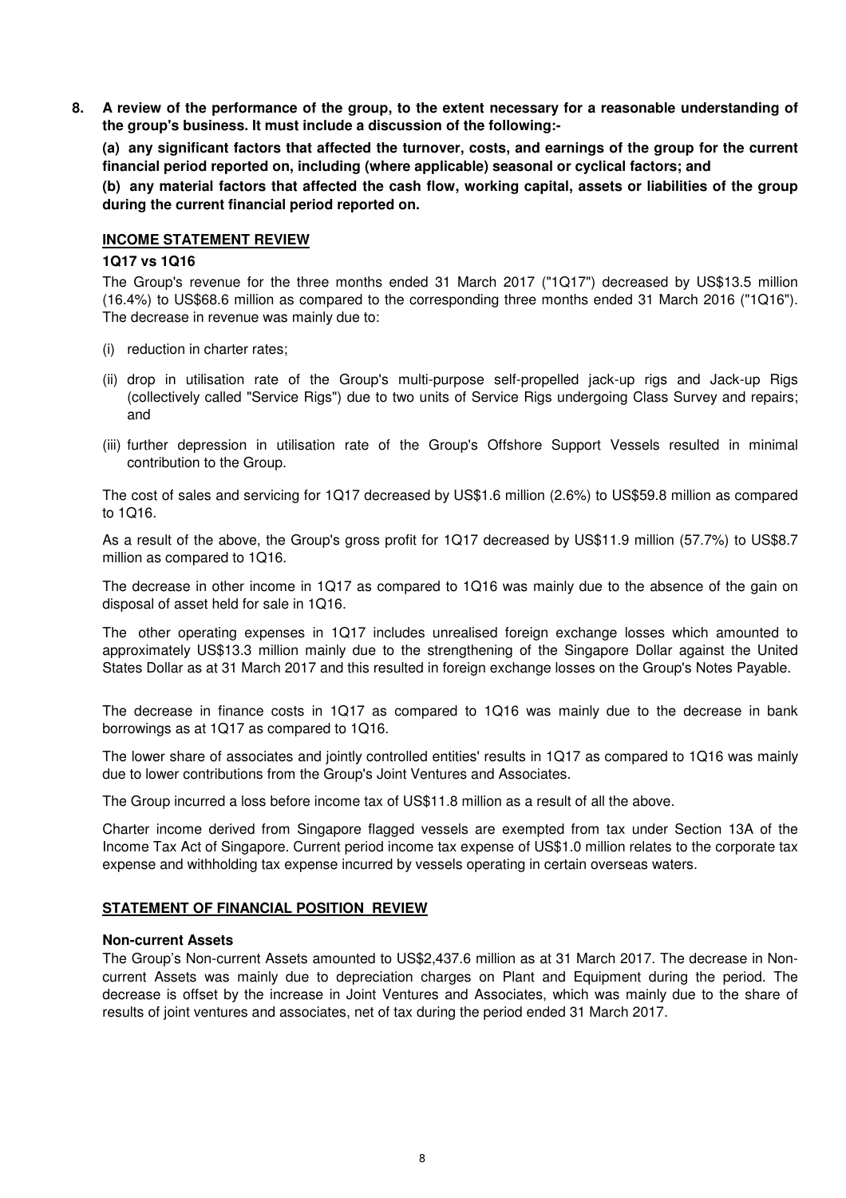**8. A review of the performance of the group, to the extent necessary for a reasonable understanding of the group's business. It must include a discussion of the following:-**

**(a) any significant factors that affected the turnover, costs, and earnings of the group for the current financial period reported on, including (where applicable) seasonal or cyclical factors; and**

**(b) any material factors that affected the cash flow, working capital, assets or liabilities of the group during the current financial period reported on.**

## INCOME STATEMENT REVIEW

### 1Q17 vs 1Q16

The Group's revenue for the three months ended 31 March 2017 ("1Q17") decreased by US$13.5 million (16.4%) to US$68.6 million as compared to the corresponding three months ended 31 March 2016 ("1Q16"). The decrease in revenue was mainly due to:

(i) reduction in charter rates;

(ii) drop in utilisation rate of the Group's multi-purpose self-propelled jack-up rigs and Jack-up Rigs (collectively called "Service Rigs") due to two units of Service Rigs undergoing Class Survey and repairs; and

(iii) further depression in utilisation rate of the Group's Offshore Support Vessels resulted in minimal contribution to the Group.

The cost of sales and servicing for 1Q17 decreased by US$1.6 million (2.6%) to US$59.8 million as compared to 1Q16.

As a result of the above, the Group's gross profit for 1Q17 decreased by US$11.9 million (57.7%) to US$8.7 million as compared to 1Q16.

The decrease in other income in 1Q17 as compared to 1Q16 was mainly due to the absence of the gain on disposal of asset held for sale in 1Q16.

The other operating expenses in 1Q17 includes unrealised foreign exchange losses which amounted to approximately US$13.3 million mainly due to the strengthening of the Singapore Dollar against the United States Dollar as at 31 March 2017 and this resulted in foreign exchange losses on the Group's Notes Payable.

The decrease in finance costs in 1Q17 as compared to 1Q16 was mainly due to the decrease in bank borrowings as at 1Q17 as compared to 1Q16.

The lower share of associates and jointly controlled entities' results in 1Q17 as compared to 1Q16 was mainly due to lower contributions from the Group's Joint Ventures and Associates.

The Group incurred a loss before income tax of US$11.8 million as a result of all the above.

Charter income derived from Singapore flagged vessels are exempted from tax under Section 13A of the Income Tax Act of Singapore. Current period income tax expense of US$1.0 million relates to the corporate tax expense and withholding tax expense incurred by vessels operating in certain overseas waters.

## STATEMENT OF FINANCIAL POSITION REVIEW

### Non-current Assets

The Group's Non-current Assets amounted to US$2,437.6 million as at 31 March 2017. The decrease in Non-current Assets was mainly due to depreciation charges on Plant and Equipment during the period. The decrease is offset by the increase in Joint Ventures and Associates, which was mainly due to the share of results of joint ventures and associates, net of tax during the period ended 31 March 2017.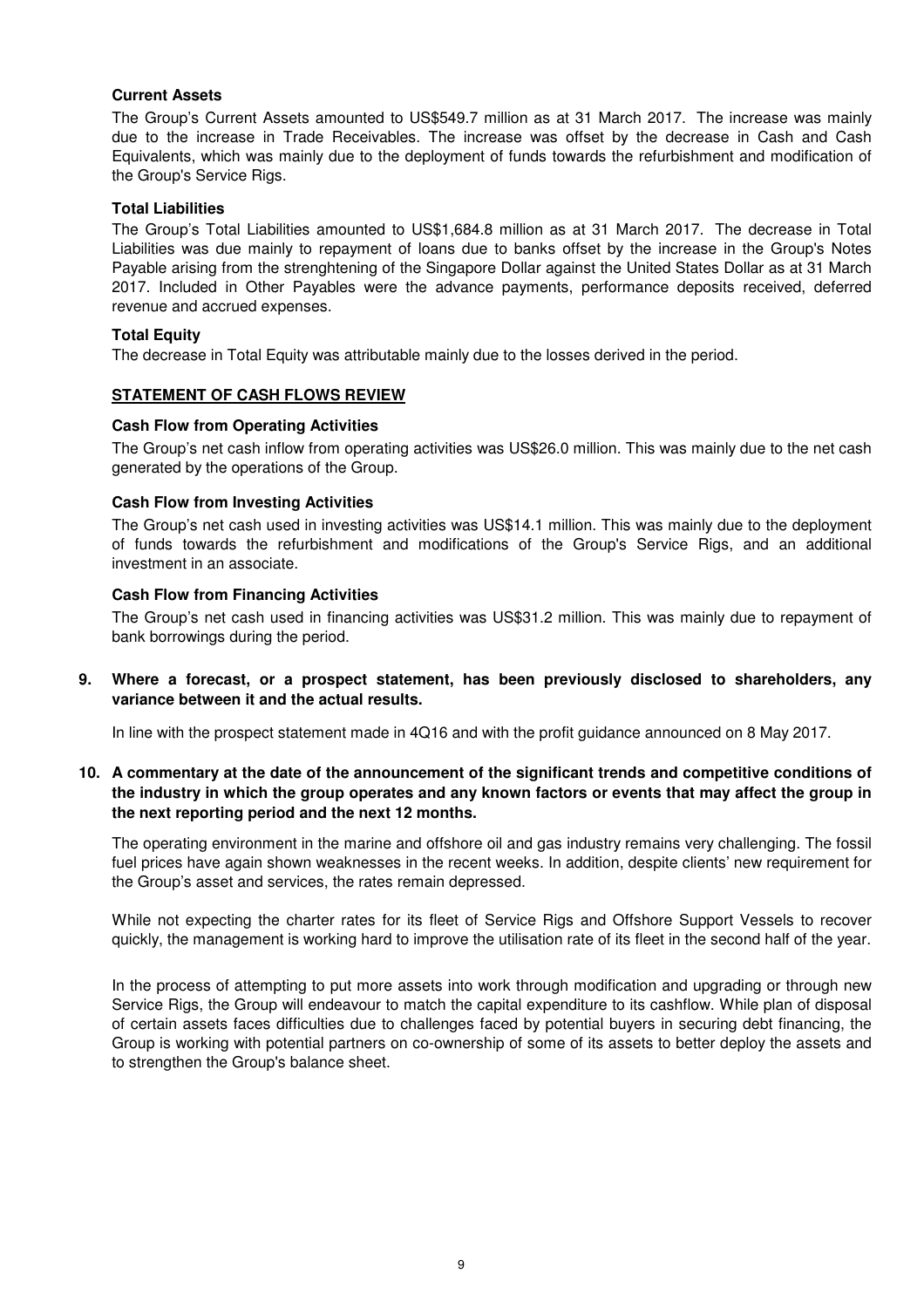**Current Assets**

The Group's Current Assets amounted to US$549.7 million as at 31 March 2017. The increase was mainly due to the increase in Trade Receivables. The increase was offset by the decrease in Cash and Cash Equivalents, which was mainly due to the deployment of funds towards the refurbishment and modification of the Group's Service Rigs.

**Total Liabilities**

The Group's Total Liabilities amounted to US$1,684.8 million as at 31 March 2017. The decrease in Total Liabilities was due mainly to repayment of loans due to banks offset by the increase in the Group's Notes Payable arising from the strenghtening of the Singapore Dollar against the United States Dollar as at 31 March 2017. Included in Other Payables were the advance payments, performance deposits received, deferred revenue and accrued expenses.

**Total Equity**

The decrease in Total Equity was attributable mainly due to the losses derived in the period.

## STATEMENT OF CASH FLOWS REVIEW

**Cash Flow from Operating Activities**

The Group's net cash inflow from operating activities was US$26.0 million. This was mainly due to the net cash generated by the operations of the Group.

**Cash Flow from Investing Activities**

The Group's net cash used in investing activities was US$14.1 million. This was mainly due to the deployment of funds towards the refurbishment and modifications of the Group's Service Rigs, and an additional investment in an associate.

**Cash Flow from Financing Activities**

The Group's net cash used in financing activities was US$31.2 million. This was mainly due to repayment of bank borrowings during the period.

**9. Where a forecast, or a prospect statement, has been previously disclosed to shareholders, any variance between it and the actual results.**

In line with the prospect statement made in 4Q16 and with the profit guidance announced on 8 May 2017.

**10. A commentary at the date of the announcement of the significant trends and competitive conditions of the industry in which the group operates and any known factors or events that may affect the group in the next reporting period and the next 12 months.**

The operating environment in the marine and offshore oil and gas industry remains very challenging. The fossil fuel prices have again shown weaknesses in the recent weeks. In addition, despite clients' new requirement for the Group's asset and services, the rates remain depressed.

While not expecting the charter rates for its fleet of Service Rigs and Offshore Support Vessels to recover quickly, the management is working hard to improve the utilisation rate of its fleet in the second half of the year.

In the process of attempting to put more assets into work through modification and upgrading or through new Service Rigs, the Group will endeavour to match the capital expenditure to its cashflow. While plan of disposal of certain assets faces difficulties due to challenges faced by potential buyers in securing debt financing, the Group is working with potential partners on co-ownership of some of its assets to better deploy the assets and to strengthen the Group's balance sheet.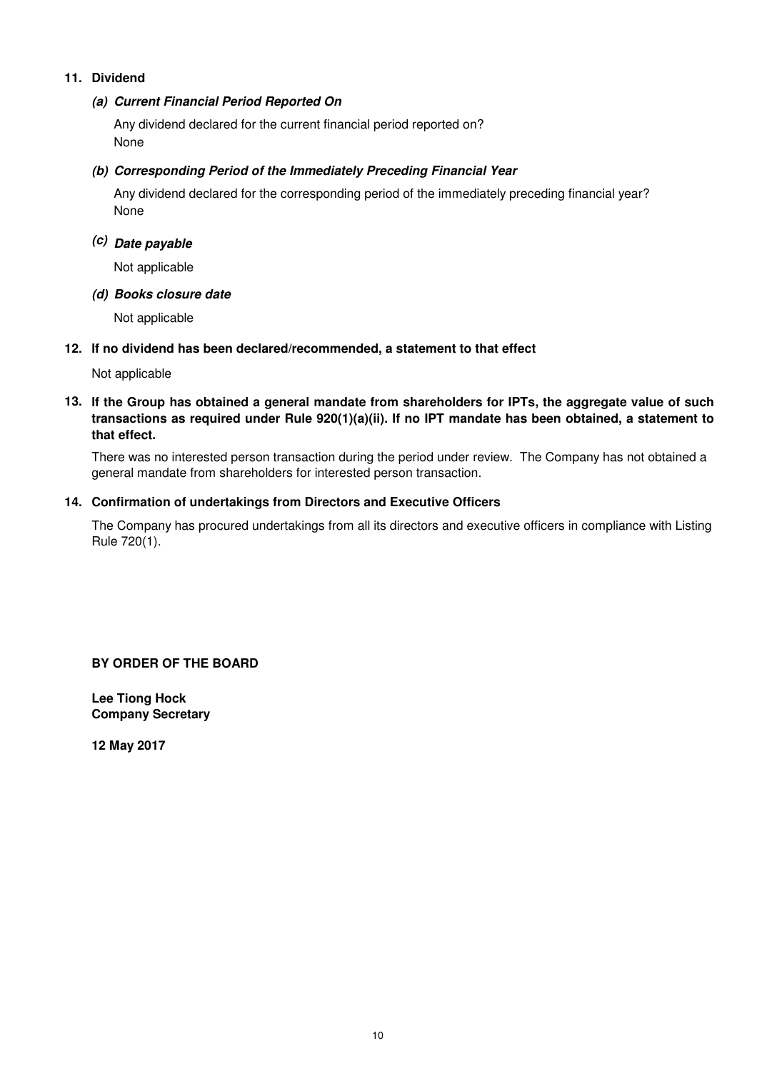## 11. Dividend

### *(a) Current Financial Period Reported On*

Any dividend declared for the current financial period reported on?
None

### *(b) Corresponding Period of the Immediately Preceding Financial Year*

Any dividend declared for the corresponding period of the immediately preceding financial year?
None

### *(c) Date payable*

Not applicable

### *(d) Books closure date*

Not applicable

## 12. If no dividend has been declared/recommended, a statement to that effect

Not applicable

## 13. If the Group has obtained a general mandate from shareholders for IPTs, the aggregate value of such transactions as required under Rule 920(1)(a)(ii). If no IPT mandate has been obtained, a statement to that effect.

There was no interested person transaction during the period under review. The Company has not obtained a general mandate from shareholders for interested person transaction.

## 14. Confirmation of undertakings from Directors and Executive Officers

The Company has procured undertakings from all its directors and executive officers in compliance with Listing Rule 720(1).

**BY ORDER OF THE BOARD**

**Lee Tiong Hock**
**Company Secretary**

**12 May 2017**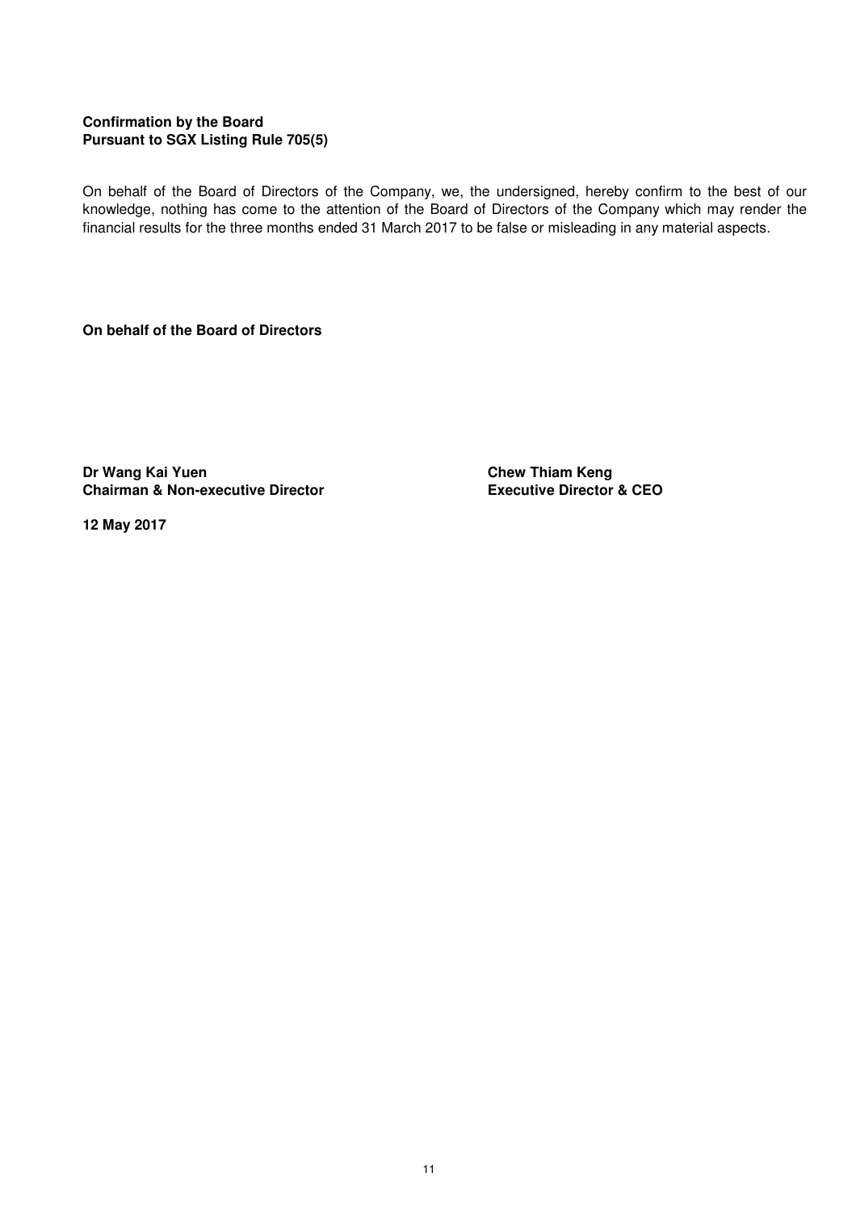**Confirmation by the Board**
**Pursuant to SGX Listing Rule 705(5)**

On behalf of the Board of Directors of the Company, we, the undersigned, hereby confirm to the best of our knowledge, nothing has come to the attention of the Board of Directors of the Company which may render the financial results for the three months ended 31 March 2017 to be false or misleading in any material aspects.

**On behalf of the Board of Directors**

**Dr Wang Kai Yuen**
**Chairman & Non-executive Director**

**Chew Thiam Keng**
**Executive Director & CEO**

**12 May 2017**